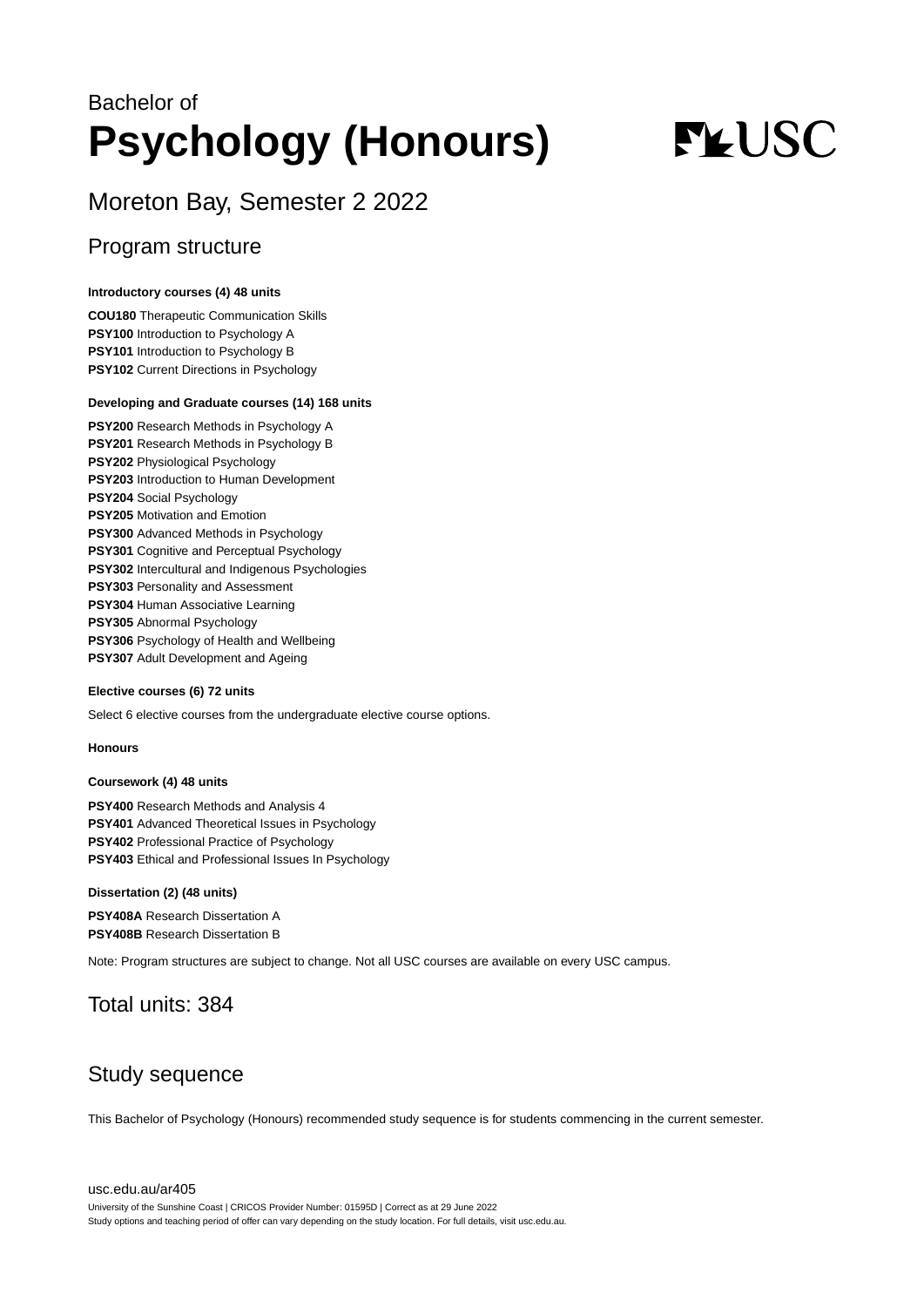Bachelor of

# Psychology (Honours)

USC

## Moreton Bay, Semester 2 2022

## Program structure

**Introductory courses (4) 48 units**

**COU180** Therapeutic Communication Skills
**PSY100** Introduction to Psychology A
**PSY101** Introduction to Psychology B
**PSY102** Current Directions in Psychology

**Developing and Graduate courses (14) 168 units**

**PSY200** Research Methods in Psychology A
**PSY201** Research Methods in Psychology B
**PSY202** Physiological Psychology
**PSY203** Introduction to Human Development
**PSY204** Social Psychology
**PSY205** Motivation and Emotion
**PSY300** Advanced Methods in Psychology
**PSY301** Cognitive and Perceptual Psychology
**PSY302** Intercultural and Indigenous Psychologies
**PSY303** Personality and Assessment
**PSY304** Human Associative Learning
**PSY305** Abnormal Psychology
**PSY306** Psychology of Health and Wellbeing
**PSY307** Adult Development and Ageing

**Elective courses (6) 72 units**

Select 6 elective courses from the undergraduate elective course options.

**Honours**

**Coursework (4) 48 units**

**PSY400** Research Methods and Analysis 4
**PSY401** Advanced Theoretical Issues in Psychology
**PSY402** Professional Practice of Psychology
**PSY403** Ethical and Professional Issues In Psychology

**Dissertation (2) (48 units)**

**PSY408A** Research Dissertation A
**PSY408B** Research Dissertation B

Note: Program structures are subject to change. Not all USC courses are available on every USC campus.

## Total units: 384

## Study sequence

This Bachelor of Psychology (Honours) recommended study sequence is for students commencing in the current semester.

usc.edu.au/ar405

University of the Sunshine Coast | CRICOS Provider Number: 01595D | Correct as at 29 June 2022
Study options and teaching period of offer can vary depending on the study location. For full details, visit usc.edu.au.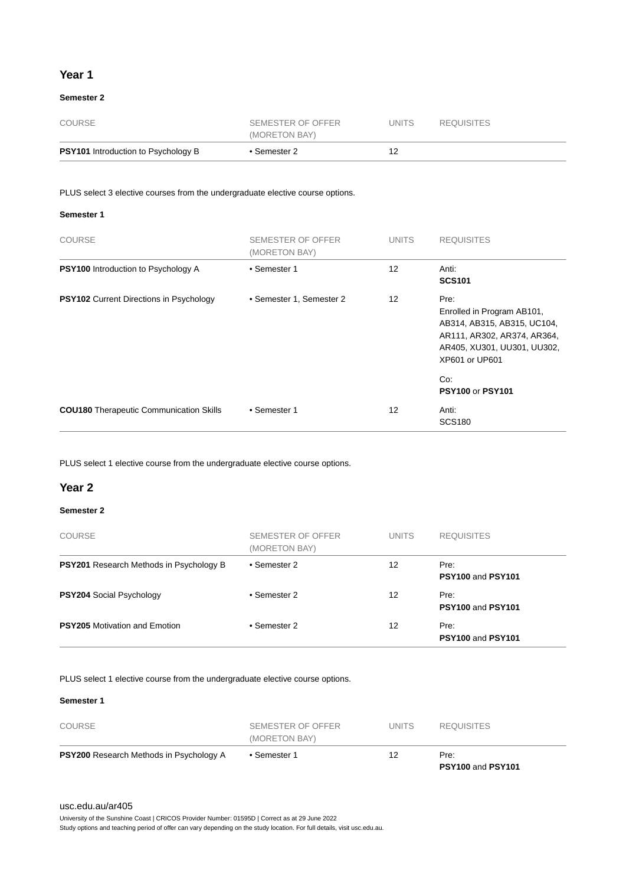## Year 1

### Semester 2

| COURSE | SEMESTER OF OFFER (MORETON BAY) | UNITS | REQUISITES |
|---|---|---|---|
| **PSY101** Introduction to Psychology B | • Semester 2 | 12 | |

PLUS select 3 elective courses from the undergraduate elective course options.

### Semester 1

| COURSE | SEMESTER OF OFFER (MORETON BAY) | UNITS | REQUISITES |
|---|---|---|---|
| **PSY100** Introduction to Psychology A | • Semester 1 | 12 | Anti: **SCS101** |
| **PSY102** Current Directions in Psychology | • Semester 1, Semester 2 | 12 | Pre: Enrolled in Program AB101, AB314, AB315, AB315, UC104, AR111, AR302, AR374, AR364, AR405, XU301, UU301, UU302, XP601 or UP601<br><br>Co: **PSY100** or **PSY101** |
| **COU180** Therapeutic Communication Skills | • Semester 1 | 12 | Anti: SCS180 |

PLUS select 1 elective course from the undergraduate elective course options.

## Year 2

### Semester 2

| COURSE | SEMESTER OF OFFER (MORETON BAY) | UNITS | REQUISITES |
|---|---|---|---|
| **PSY201** Research Methods in Psychology B | • Semester 2 | 12 | Pre: **PSY100** and **PSY101** |
| **PSY204** Social Psychology | • Semester 2 | 12 | Pre: **PSY100** and **PSY101** |
| **PSY205** Motivation and Emotion | • Semester 2 | 12 | Pre: **PSY100** and **PSY101** |

PLUS select 1 elective course from the undergraduate elective course options.

### Semester 1

| COURSE | SEMESTER OF OFFER (MORETON BAY) | UNITS | REQUISITES |
|---|---|---|---|
| **PSY200** Research Methods in Psychology A | • Semester 1 | 12 | Pre: **PSY100** and **PSY101** |

usc.edu.au/ar405

University of the Sunshine Coast | CRICOS Provider Number: 01595D | Correct as at 29 June 2022
Study options and teaching period of offer can vary depending on the study location. For full details, visit usc.edu.au.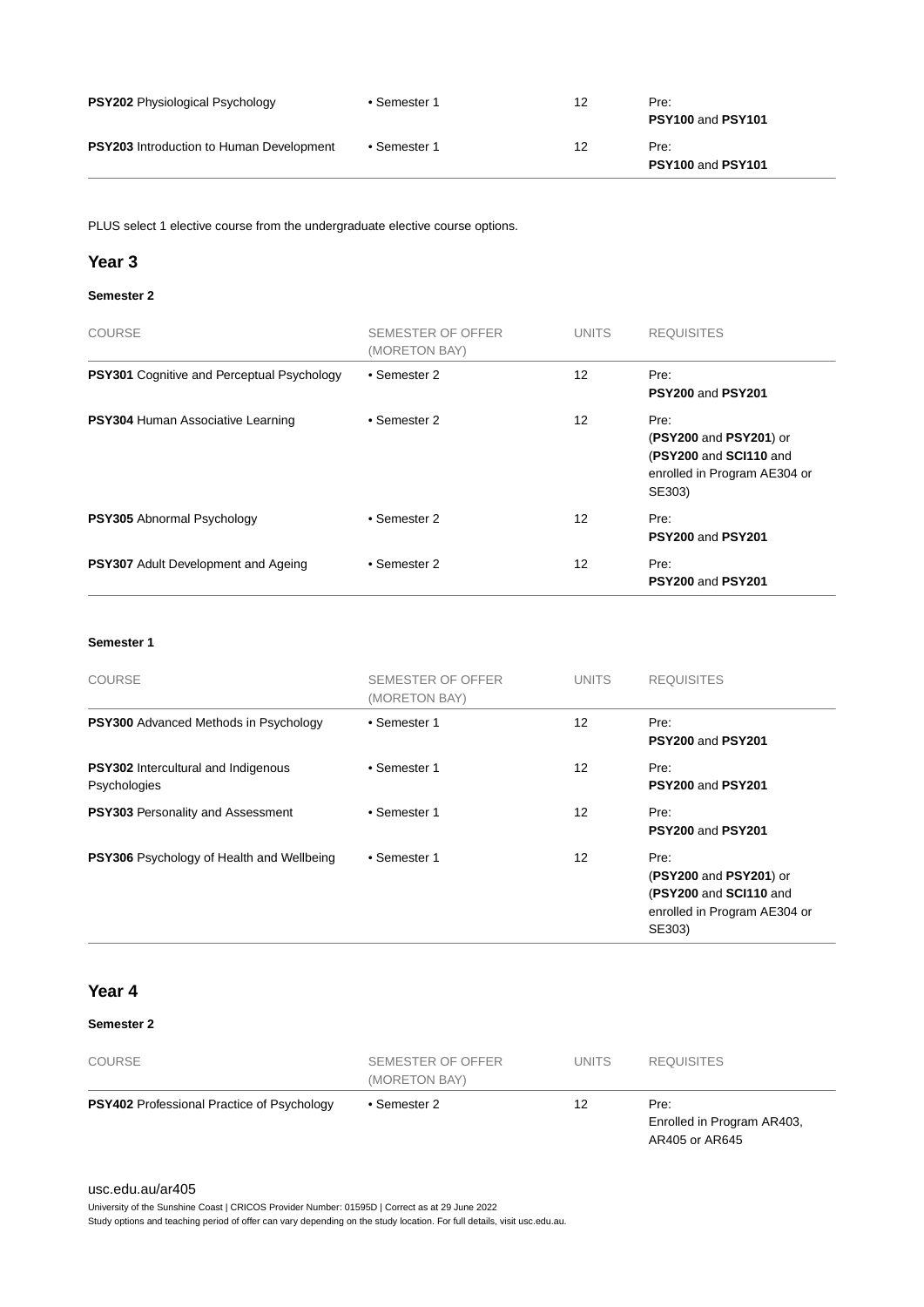| COURSE | SEMESTER OF OFFER (MORETON BAY) | UNITS | REQUISITES |
|---|---|---|---|
| **PSY202** Physiological Psychology | • Semester 1 | 12 | Pre: **PSY100** and **PSY101** |
| **PSY203** Introduction to Human Development | • Semester 1 | 12 | Pre: **PSY100** and **PSY101** |

PLUS select 1 elective course from the undergraduate elective course options.

## Year 3

#### Semester 2

| COURSE | SEMESTER OF OFFER (MORETON BAY) | UNITS | REQUISITES |
|---|---|---|---|
| **PSY301** Cognitive and Perceptual Psychology | • Semester 2 | 12 | Pre: **PSY200** and **PSY201** |
| **PSY304** Human Associative Learning | • Semester 2 | 12 | Pre: (**PSY200** and **PSY201**) or (**PSY200** and **SCI110** and enrolled in Program AE304 or SE303) |
| **PSY305** Abnormal Psychology | • Semester 2 | 12 | Pre: **PSY200** and **PSY201** |
| **PSY307** Adult Development and Ageing | • Semester 2 | 12 | Pre: **PSY200** and **PSY201** |

#### Semester 1

| COURSE | SEMESTER OF OFFER (MORETON BAY) | UNITS | REQUISITES |
|---|---|---|---|
| **PSY300** Advanced Methods in Psychology | • Semester 1 | 12 | Pre: **PSY200** and **PSY201** |
| **PSY302** Intercultural and Indigenous Psychologies | • Semester 1 | 12 | Pre: **PSY200** and **PSY201** |
| **PSY303** Personality and Assessment | • Semester 1 | 12 | Pre: **PSY200** and **PSY201** |
| **PSY306** Psychology of Health and Wellbeing | • Semester 1 | 12 | Pre: (**PSY200** and **PSY201**) or (**PSY200** and **SCI110** and enrolled in Program AE304 or SE303) |

## Year 4

#### Semester 2

| COURSE | SEMESTER OF OFFER (MORETON BAY) | UNITS | REQUISITES |
|---|---|---|---|
| **PSY402** Professional Practice of Psychology | • Semester 2 | 12 | Pre: Enrolled in Program AR403, AR405 or AR645 |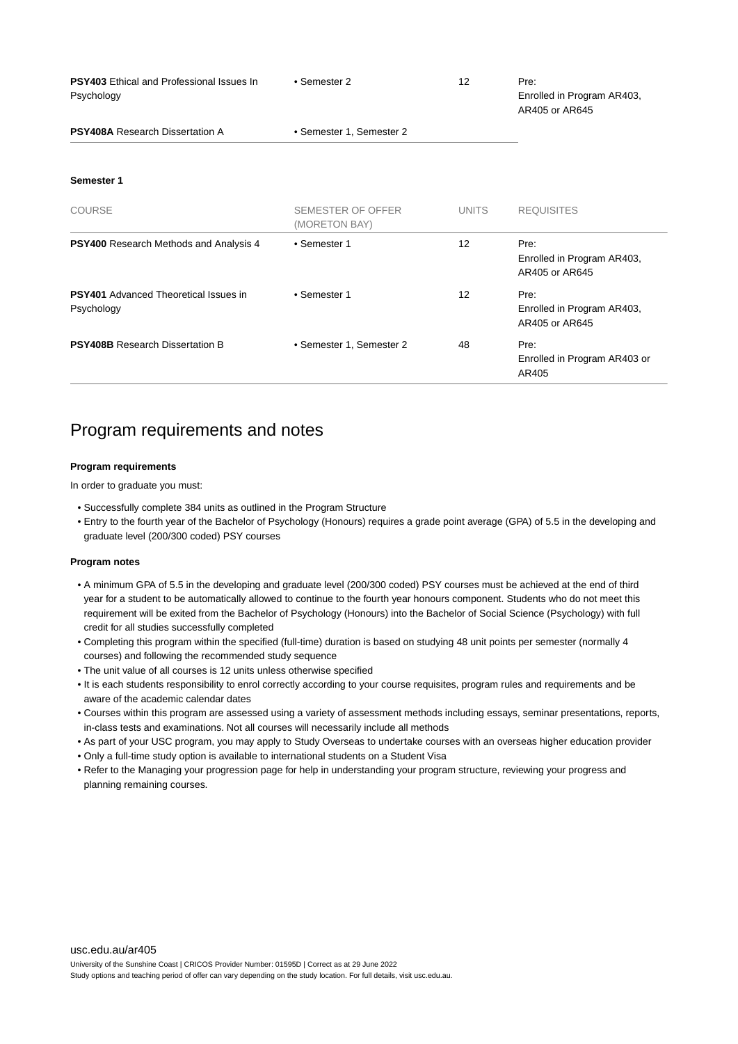| | | | |
|---|---|---|---|
| **PSY403** Ethical and Professional Issues In Psychology | • Semester 2 | 12 | Pre: Enrolled in Program AR403, AR405 or AR645 |
| **PSY408A** Research Dissertation A | • Semester 1, Semester 2 | | |

**Semester 1**

| COURSE | SEMESTER OF OFFER (MORETON BAY) | UNITS | REQUISITES |
|---|---|---|---|
| **PSY400** Research Methods and Analysis 4 | • Semester 1 | 12 | Pre: Enrolled in Program AR403, AR405 or AR645 |
| **PSY401** Advanced Theoretical Issues in Psychology | • Semester 1 | 12 | Pre: Enrolled in Program AR403, AR405 or AR645 |
| **PSY408B** Research Dissertation B | • Semester 1, Semester 2 | 48 | Pre: Enrolled in Program AR403 or AR405 |

## Program requirements and notes

**Program requirements**

In order to graduate you must:

- Successfully complete 384 units as outlined in the Program Structure
- Entry to the fourth year of the Bachelor of Psychology (Honours) requires a grade point average (GPA) of 5.5 in the developing and graduate level (200/300 coded) PSY courses

**Program notes**

- A minimum GPA of 5.5 in the developing and graduate level (200/300 coded) PSY courses must be achieved at the end of third year for a student to be automatically allowed to continue to the fourth year honours component. Students who do not meet this requirement will be exited from the Bachelor of Psychology (Honours) into the Bachelor of Social Science (Psychology) with full credit for all studies successfully completed
- Completing this program within the specified (full-time) duration is based on studying 48 unit points per semester (normally 4 courses) and following the recommended study sequence
- The unit value of all courses is 12 units unless otherwise specified
- It is each students responsibility to enrol correctly according to your course requisites, program rules and requirements and be aware of the academic calendar dates
- Courses within this program are assessed using a variety of assessment methods including essays, seminar presentations, reports, in-class tests and examinations. Not all courses will necessarily include all methods
- As part of your USC program, you may apply to Study Overseas to undertake courses with an overseas higher education provider
- Only a full-time study option is available to international students on a Student Visa
- Refer to the Managing your progression page for help in understanding your program structure, reviewing your progress and planning remaining courses.